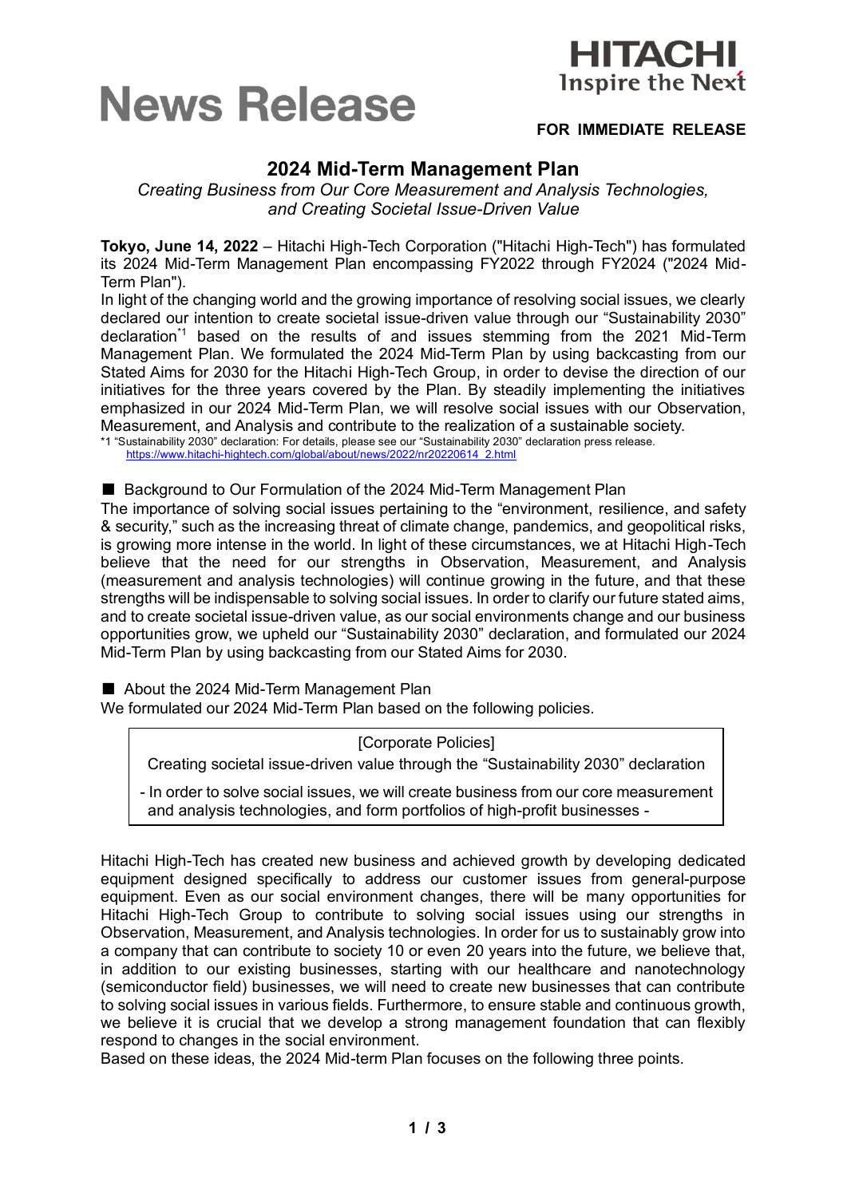**News Release**

**HITACHI**
**Inspire the Next**

**FOR IMMEDIATE RELEASE**

# 2024 Mid-Term Management Plan

*Creating Business from Our Core Measurement and Analysis Technologies, and Creating Societal Issue-Driven Value*

**Tokyo, June 14, 2022** – Hitachi High-Tech Corporation ("Hitachi High-Tech") has formulated its 2024 Mid-Term Management Plan encompassing FY2022 through FY2024 ("2024 Mid-Term Plan").

In light of the changing world and the growing importance of resolving social issues, we clearly declared our intention to create societal issue-driven value through our "Sustainability 2030" declaration[*1] based on the results of and issues stemming from the 2021 Mid-Term Management Plan. We formulated the 2024 Mid-Term Plan by using backcasting from our Stated Aims for 2030 for the Hitachi High-Tech Group, in order to devise the direction of our initiatives for the three years covered by the Plan. By steadily implementing the initiatives emphasized in our 2024 Mid-Term Plan, we will resolve social issues with our Observation, Measurement, and Analysis and contribute to the realization of a sustainable society.

*1 "Sustainability 2030" declaration: For details, please see our "Sustainability 2030" declaration press release.
https://www.hitachi-hightech.com/global/about/news/2022/nr20220614_2.html

## ■ Background to Our Formulation of the 2024 Mid-Term Management Plan

The importance of solving social issues pertaining to the "environment, resilience, and safety & security," such as the increasing threat of climate change, pandemics, and geopolitical risks, is growing more intense in the world. In light of these circumstances, we at Hitachi High-Tech believe that the need for our strengths in Observation, Measurement, and Analysis (measurement and analysis technologies) will continue growing in the future, and that these strengths will be indispensable to solving social issues. In order to clarify our future stated aims, and to create societal issue-driven value, as our social environments change and our business opportunities grow, we upheld our "Sustainability 2030" declaration, and formulated our 2024 Mid-Term Plan by using backcasting from our Stated Aims for 2030.

## ■ About the 2024 Mid-Term Management Plan

We formulated our 2024 Mid-Term Plan based on the following policies.

> [Corporate Policies]
> Creating societal issue-driven value through the "Sustainability 2030" declaration
>
> - In order to solve social issues, we will create business from our core measurement and analysis technologies, and form portfolios of high-profit businesses -

Hitachi High-Tech has created new business and achieved growth by developing dedicated equipment designed specifically to address our customer issues from general-purpose equipment. Even as our social environment changes, there will be many opportunities for Hitachi High-Tech Group to contribute to solving social issues using our strengths in Observation, Measurement, and Analysis technologies. In order for us to sustainably grow into a company that can contribute to society 10 or even 20 years into the future, we believe that, in addition to our existing businesses, starting with our healthcare and nanotechnology (semiconductor field) businesses, we will need to create new businesses that can contribute to solving social issues in various fields. Furthermore, to ensure stable and continuous growth, we believe it is crucial that we develop a strong management foundation that can flexibly respond to changes in the social environment.

Based on these ideas, the 2024 Mid-term Plan focuses on the following three points.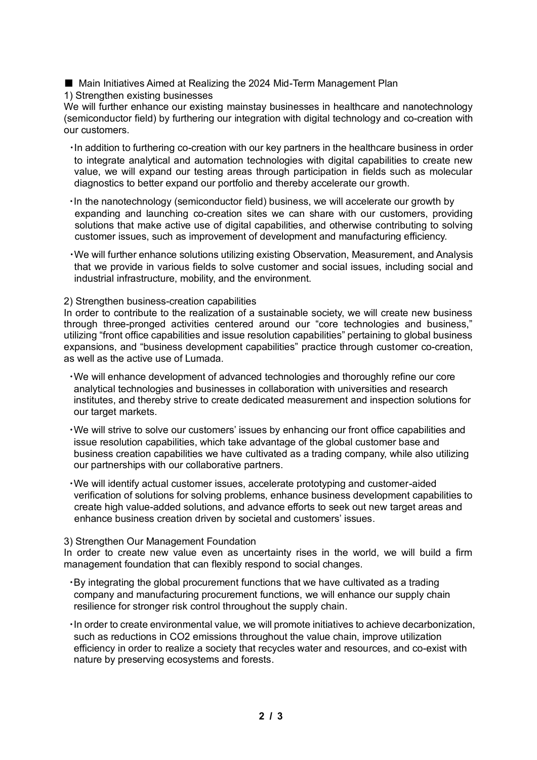■ Main Initiatives Aimed at Realizing the 2024 Mid-Term Management Plan

1) Strengthen existing businesses

We will further enhance our existing mainstay businesses in healthcare and nanotechnology (semiconductor field) by furthering our integration with digital technology and co-creation with our customers.

- In addition to furthering co-creation with our key partners in the healthcare business in order to integrate analytical and automation technologies with digital capabilities to create new value, we will expand our testing areas through participation in fields such as molecular diagnostics to better expand our portfolio and thereby accelerate our growth.
- In the nanotechnology (semiconductor field) business, we will accelerate our growth by expanding and launching co-creation sites we can share with our customers, providing solutions that make active use of digital capabilities, and otherwise contributing to solving customer issues, such as improvement of development and manufacturing efficiency.
- We will further enhance solutions utilizing existing Observation, Measurement, and Analysis that we provide in various fields to solve customer and social issues, including social and industrial infrastructure, mobility, and the environment.

2) Strengthen business-creation capabilities

In order to contribute to the realization of a sustainable society, we will create new business through three-pronged activities centered around our "core technologies and business," utilizing "front office capabilities and issue resolution capabilities" pertaining to global business expansions, and "business development capabilities" practice through customer co-creation, as well as the active use of Lumada.

- We will enhance development of advanced technologies and thoroughly refine our core analytical technologies and businesses in collaboration with universities and research institutes, and thereby strive to create dedicated measurement and inspection solutions for our target markets.
- We will strive to solve our customers' issues by enhancing our front office capabilities and issue resolution capabilities, which take advantage of the global customer base and business creation capabilities we have cultivated as a trading company, while also utilizing our partnerships with our collaborative partners.
- We will identify actual customer issues, accelerate prototyping and customer-aided verification of solutions for solving problems, enhance business development capabilities to create high value-added solutions, and advance efforts to seek out new target areas and enhance business creation driven by societal and customers' issues.

3) Strengthen Our Management Foundation

In order to create new value even as uncertainty rises in the world, we will build a firm management foundation that can flexibly respond to social changes.

- By integrating the global procurement functions that we have cultivated as a trading company and manufacturing procurement functions, we will enhance our supply chain resilience for stronger risk control throughout the supply chain.
- In order to create environmental value, we will promote initiatives to achieve decarbonization, such as reductions in $CO_2$ emissions throughout the value chain, improve utilization efficiency in order to realize a society that recycles water and resources, and co-exist with nature by preserving ecosystems and forests.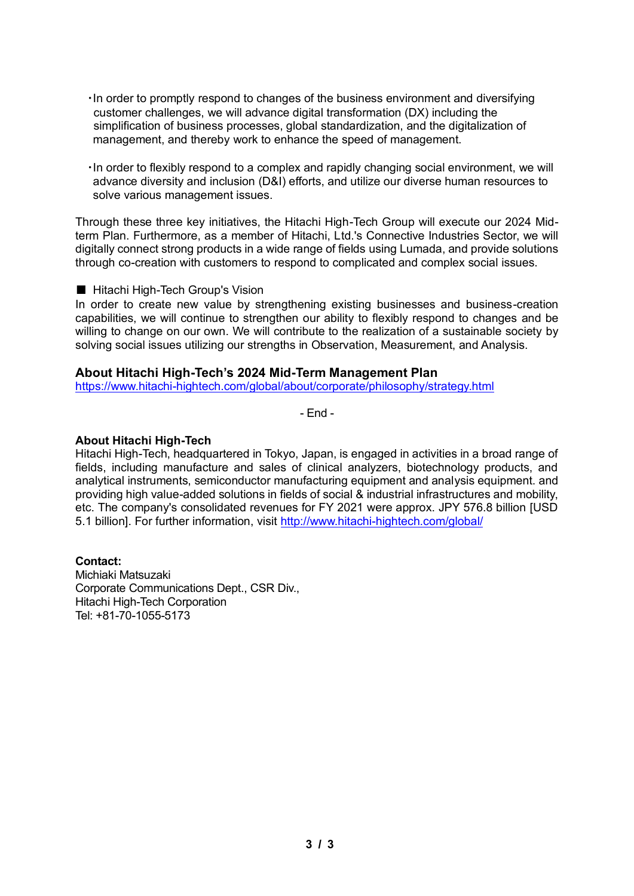- In order to promptly respond to changes of the business environment and diversifying customer challenges, we will advance digital transformation (DX) including the simplification of business processes, global standardization, and the digitalization of management, and thereby work to enhance the speed of management.

- In order to flexibly respond to a complex and rapidly changing social environment, we will advance diversity and inclusion (D&I) efforts, and utilize our diverse human resources to solve various management issues.

Through these three key initiatives, the Hitachi High-Tech Group will execute our 2024 Mid-term Plan. Furthermore, as a member of Hitachi, Ltd.'s Connective Industries Sector, we will digitally connect strong products in a wide range of fields using Lumada, and provide solutions through co-creation with customers to respond to complicated and complex social issues.

■ Hitachi High-Tech Group's Vision

In order to create new value by strengthening existing businesses and business-creation capabilities, we will continue to strengthen our ability to flexibly respond to changes and be willing to change on our own. We will contribute to the realization of a sustainable society by solving social issues utilizing our strengths in Observation, Measurement, and Analysis.

**About Hitachi High-Tech's 2024 Mid-Term Management Plan**

https://www.hitachi-hightech.com/global/about/corporate/philosophy/strategy.html

- End -

**About Hitachi High-Tech**

Hitachi High-Tech, headquartered in Tokyo, Japan, is engaged in activities in a broad range of fields, including manufacture and sales of clinical analyzers, biotechnology products, and analytical instruments, semiconductor manufacturing equipment and analysis equipment. and providing high value-added solutions in fields of social & industrial infrastructures and mobility, etc. The company's consolidated revenues for FY 2021 were approx. JPY 576.8 billion [USD 5.1 billion]. For further information, visit http://www.hitachi-hightech.com/global/

**Contact:**

Michiaki Matsuzaki
Corporate Communications Dept., CSR Div.,
Hitachi High-Tech Corporation
Tel: +81-70-1055-5173